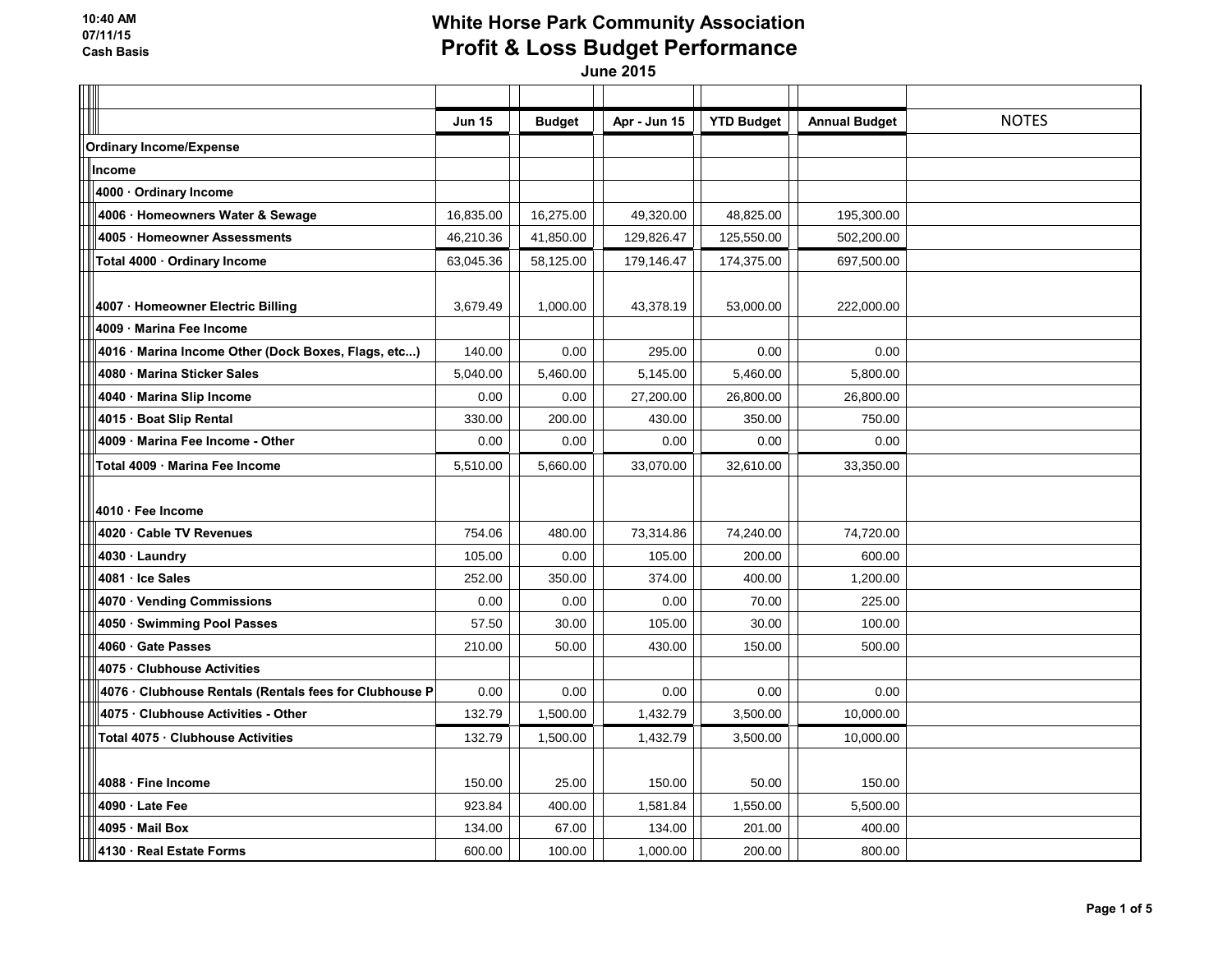10:40 AM
07/11/15
Cash Basis

# White Horse Park Community Association
## Profit & Loss Budget Performance
### June 2015

| | Jun 15 | Budget | Apr - Jun 15 | YTD Budget | Annual Budget | NOTES |
|---|---|---|---|---|---|---|
| **Ordinary Income/Expense** | | | | | | |
| **Income** | | | | | | |
| **4000 · Ordinary Income** | | | | | | |
| **4006 · Homeowners Water & Sewage** | 16,835.00 | 16,275.00 | 49,320.00 | 48,825.00 | 195,300.00 | |
| **4005 · Homeowner Assessments** | 46,210.36 | 41,850.00 | 129,826.47 | 125,550.00 | 502,200.00 | |
| **Total 4000 · Ordinary Income** | 63,045.36 | 58,125.00 | 179,146.47 | 174,375.00 | 697,500.00 | |
| **4007 · Homeowner Electric Billing** | 3,679.49 | 1,000.00 | 43,378.19 | 53,000.00 | 222,000.00 | |
| **4009 · Marina Fee Income** | | | | | | |
| **4016 · Marina Income Other (Dock Boxes, Flags, etc...)** | 140.00 | 0.00 | 295.00 | 0.00 | 0.00 | |
| **4080 · Marina Sticker Sales** | 5,040.00 | 5,460.00 | 5,145.00 | 5,460.00 | 5,800.00 | |
| **4040 · Marina Slip Income** | 0.00 | 0.00 | 27,200.00 | 26,800.00 | 26,800.00 | |
| **4015 · Boat Slip Rental** | 330.00 | 200.00 | 430.00 | 350.00 | 750.00 | |
| **4009 · Marina Fee Income - Other** | 0.00 | 0.00 | 0.00 | 0.00 | 0.00 | |
| **Total 4009 · Marina Fee Income** | 5,510.00 | 5,660.00 | 33,070.00 | 32,610.00 | 33,350.00 | |
| **4010 · Fee Income** | | | | | | |
| **4020 · Cable TV Revenues** | 754.06 | 480.00 | 73,314.86 | 74,240.00 | 74,720.00 | |
| **4030 · Laundry** | 105.00 | 0.00 | 105.00 | 200.00 | 600.00 | |
| **4081 · Ice Sales** | 252.00 | 350.00 | 374.00 | 400.00 | 1,200.00 | |
| **4070 · Vending Commissions** | 0.00 | 0.00 | 0.00 | 70.00 | 225.00 | |
| **4050 · Swimming Pool Passes** | 57.50 | 30.00 | 105.00 | 30.00 | 100.00 | |
| **4060 · Gate Passes** | 210.00 | 50.00 | 430.00 | 150.00 | 500.00 | |
| **4075 · Clubhouse Activities** | | | | | | |
| **4076 · Clubhouse Rentals (Rentals fees for Clubhouse P** | 0.00 | 0.00 | 0.00 | 0.00 | 0.00 | |
| **4075 · Clubhouse Activities - Other** | 132.79 | 1,500.00 | 1,432.79 | 3,500.00 | 10,000.00 | |
| **Total 4075 · Clubhouse Activities** | 132.79 | 1,500.00 | 1,432.79 | 3,500.00 | 10,000.00 | |
| **4088 · Fine Income** | 150.00 | 25.00 | 150.00 | 50.00 | 150.00 | |
| **4090 · Late Fee** | 923.84 | 400.00 | 1,581.84 | 1,550.00 | 5,500.00 | |
| **4095 · Mail Box** | 134.00 | 67.00 | 134.00 | 201.00 | 400.00 | |
| **4130 · Real Estate Forms** | 600.00 | 100.00 | 1,000.00 | 200.00 | 800.00 | |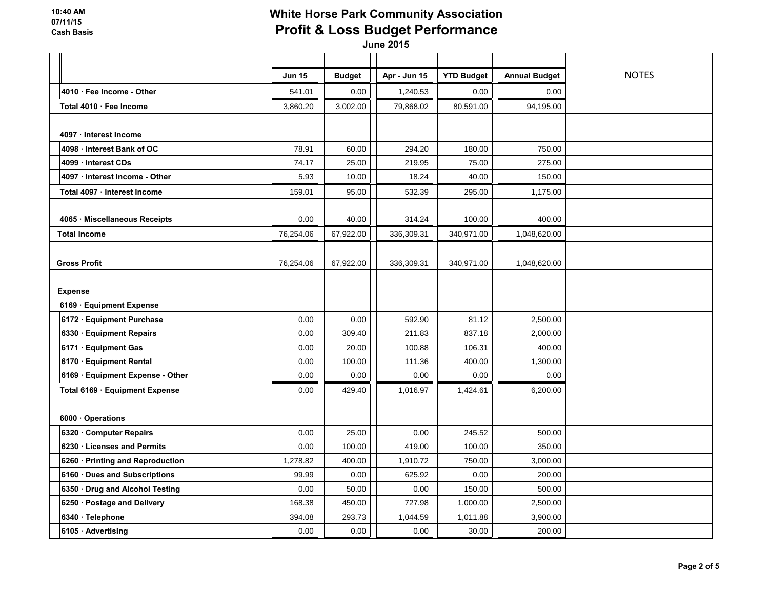10:40 AM
07/11/15
Cash Basis

# White Horse Park Community Association
## Profit & Loss Budget Performance
### June 2015

| | Jun 15 | Budget | Apr - Jun 15 | YTD Budget | Annual Budget | NOTES |
|---|---|---|---|---|---|---|
| 4010 · Fee Income - Other | 541.01 | 0.00 | 1,240.53 | 0.00 | 0.00 | |
| Total 4010 · Fee Income | 3,860.20 | 3,002.00 | 79,868.02 | 80,591.00 | 94,195.00 | |
| 4097 · Interest Income | | | | | | |
| 4098 · Interest Bank of OC | 78.91 | 60.00 | 294.20 | 180.00 | 750.00 | |
| 4099 · Interest CDs | 74.17 | 25.00 | 219.95 | 75.00 | 275.00 | |
| 4097 · Interest Income - Other | 5.93 | 10.00 | 18.24 | 40.00 | 150.00 | |
| Total 4097 · Interest Income | 159.01 | 95.00 | 532.39 | 295.00 | 1,175.00 | |
| 4065 · Miscellaneous Receipts | 0.00 | 40.00 | 314.24 | 100.00 | 400.00 | |
| Total Income | 76,254.06 | 67,922.00 | 336,309.31 | 340,971.00 | 1,048,620.00 | |
| Gross Profit | 76,254.06 | 67,922.00 | 336,309.31 | 340,971.00 | 1,048,620.00 | |
| Expense | | | | | | |
| 6169 · Equipment Expense | | | | | | |
| 6172 · Equipment Purchase | 0.00 | 0.00 | 592.90 | 81.12 | 2,500.00 | |
| 6330 · Equipment Repairs | 0.00 | 309.40 | 211.83 | 837.18 | 2,000.00 | |
| 6171 · Equipment Gas | 0.00 | 20.00 | 100.88 | 106.31 | 400.00 | |
| 6170 · Equipment Rental | 0.00 | 100.00 | 111.36 | 400.00 | 1,300.00 | |
| 6169 · Equipment Expense - Other | 0.00 | 0.00 | 0.00 | 0.00 | 0.00 | |
| Total 6169 · Equipment Expense | 0.00 | 429.40 | 1,016.97 | 1,424.61 | 6,200.00 | |
| 6000 · Operations | | | | | | |
| 6320 · Computer Repairs | 0.00 | 25.00 | 0.00 | 245.52 | 500.00 | |
| 6230 · Licenses and Permits | 0.00 | 100.00 | 419.00 | 100.00 | 350.00 | |
| 6260 · Printing and Reproduction | 1,278.82 | 400.00 | 1,910.72 | 750.00 | 3,000.00 | |
| 6160 · Dues and Subscriptions | 99.99 | 0.00 | 625.92 | 0.00 | 200.00 | |
| 6350 · Drug and Alcohol Testing | 0.00 | 50.00 | 0.00 | 150.00 | 500.00 | |
| 6250 · Postage and Delivery | 168.38 | 450.00 | 727.98 | 1,000.00 | 2,500.00 | |
| 6340 · Telephone | 394.08 | 293.73 | 1,044.59 | 1,011.88 | 3,900.00 | |
| 6105 · Advertising | 0.00 | 0.00 | 0.00 | 30.00 | 200.00 | |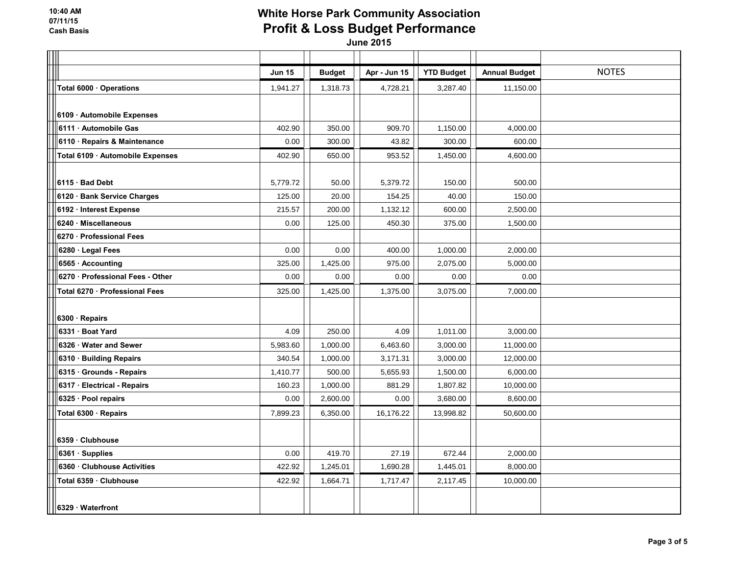# White Horse Park Community Association
## Profit & Loss Budget Performance
**June 2015**

10:40 AM
07/11/15
Cash Basis

| | Jun 15 | Budget | Apr - Jun 15 | YTD Budget | Annual Budget | NOTES |
|---|---|---|---|---|---|---|
| **Total 6000 · Operations** | 1,941.27 | 1,318.73 | 4,728.21 | 3,287.40 | 11,150.00 | |
| **6109 · Automobile Expenses** | | | | | | |
| **6111 · Automobile Gas** | 402.90 | 350.00 | 909.70 | 1,150.00 | 4,000.00 | |
| **6110 · Repairs & Maintenance** | 0.00 | 300.00 | 43.82 | 300.00 | 600.00 | |
| **Total 6109 · Automobile Expenses** | 402.90 | 650.00 | 953.52 | 1,450.00 | 4,600.00 | |
| **6115 · Bad Debt** | 5,779.72 | 50.00 | 5,379.72 | 150.00 | 500.00 | |
| **6120 · Bank Service Charges** | 125.00 | 20.00 | 154.25 | 40.00 | 150.00 | |
| **6192 · Interest Expense** | 215.57 | 200.00 | 1,132.12 | 600.00 | 2,500.00 | |
| **6240 · Miscellaneous** | 0.00 | 125.00 | 450.30 | 375.00 | 1,500.00 | |
| **6270 · Professional Fees** | | | | | | |
| **6280 · Legal Fees** | 0.00 | 0.00 | 400.00 | 1,000.00 | 2,000.00 | |
| **6565 · Accounting** | 325.00 | 1,425.00 | 975.00 | 2,075.00 | 5,000.00 | |
| **6270 · Professional Fees - Other** | 0.00 | 0.00 | 0.00 | 0.00 | 0.00 | |
| **Total 6270 · Professional Fees** | 325.00 | 1,425.00 | 1,375.00 | 3,075.00 | 7,000.00 | |
| **6300 · Repairs** | | | | | | |
| **6331 · Boat Yard** | 4.09 | 250.00 | 4.09 | 1,011.00 | 3,000.00 | |
| **6326 · Water and Sewer** | 5,983.60 | 1,000.00 | 6,463.60 | 3,000.00 | 11,000.00 | |
| **6310 · Building Repairs** | 340.54 | 1,000.00 | 3,171.31 | 3,000.00 | 12,000.00 | |
| **6315 · Grounds - Repairs** | 1,410.77 | 500.00 | 5,655.93 | 1,500.00 | 6,000.00 | |
| **6317 · Electrical - Repairs** | 160.23 | 1,000.00 | 881.29 | 1,807.82 | 10,000.00 | |
| **6325 · Pool repairs** | 0.00 | 2,600.00 | 0.00 | 3,680.00 | 8,600.00 | |
| **Total 6300 · Repairs** | 7,899.23 | 6,350.00 | 16,176.22 | 13,998.82 | 50,600.00 | |
| **6359 · Clubhouse** | | | | | | |
| **6361 · Supplies** | 0.00 | 419.70 | 27.19 | 672.44 | 2,000.00 | |
| **6360 · Clubhouse Activities** | 422.92 | 1,245.01 | 1,690.28 | 1,445.01 | 8,000.00 | |
| **Total 6359 · Clubhouse** | 422.92 | 1,664.71 | 1,717.47 | 2,117.45 | 10,000.00 | |
| **6329 · Waterfront** | | | | | | |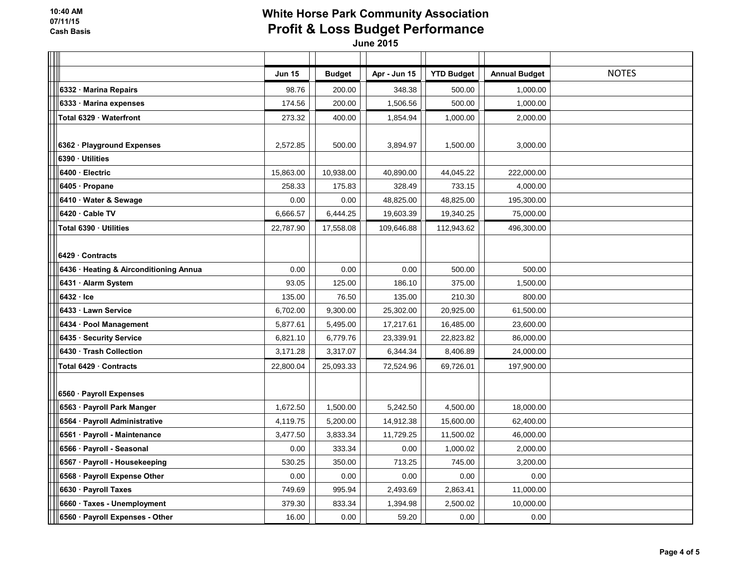# White Horse Park Community Association
## Profit & Loss Budget Performance
### June 2015

10:40 AM
07/11/15
Cash Basis

| | Jun 15 | Budget | Apr - Jun 15 | YTD Budget | Annual Budget | NOTES |
|---|---|---|---|---|---|---|
| 6332 · Marina Repairs | 98.76 | 200.00 | 348.38 | 500.00 | 1,000.00 | |
| 6333 · Marina expenses | 174.56 | 200.00 | 1,506.56 | 500.00 | 1,000.00 | |
| Total 6329 · Waterfront | 273.32 | 400.00 | 1,854.94 | 1,000.00 | 2,000.00 | |
| 6362 · Playground Expenses | 2,572.85 | 500.00 | 3,894.97 | 1,500.00 | 3,000.00 | |
| 6390 · Utilities | | | | | | |
| 6400 · Electric | 15,863.00 | 10,938.00 | 40,890.00 | 44,045.22 | 222,000.00 | |
| 6405 · Propane | 258.33 | 175.83 | 328.49 | 733.15 | 4,000.00 | |
| 6410 · Water & Sewage | 0.00 | 0.00 | 48,825.00 | 48,825.00 | 195,300.00 | |
| 6420 · Cable TV | 6,666.57 | 6,444.25 | 19,603.39 | 19,340.25 | 75,000.00 | |
| Total 6390 · Utilities | 22,787.90 | 17,558.08 | 109,646.88 | 112,943.62 | 496,300.00 | |
| 6429 · Contracts | | | | | | |
| 6436 · Heating & Airconditioning Annua | 0.00 | 0.00 | 0.00 | 500.00 | 500.00 | |
| 6431 · Alarm System | 93.05 | 125.00 | 186.10 | 375.00 | 1,500.00 | |
| 6432 · Ice | 135.00 | 76.50 | 135.00 | 210.30 | 800.00 | |
| 6433 · Lawn Service | 6,702.00 | 9,300.00 | 25,302.00 | 20,925.00 | 61,500.00 | |
| 6434 · Pool Management | 5,877.61 | 5,495.00 | 17,217.61 | 16,485.00 | 23,600.00 | |
| 6435 · Security Service | 6,821.10 | 6,779.76 | 23,339.91 | 22,823.82 | 86,000.00 | |
| 6430 · Trash Collection | 3,171.28 | 3,317.07 | 6,344.34 | 8,406.89 | 24,000.00 | |
| Total 6429 · Contracts | 22,800.04 | 25,093.33 | 72,524.96 | 69,726.01 | 197,900.00 | |
| 6560 · Payroll Expenses | | | | | | |
| 6563 · Payroll Park Manger | 1,672.50 | 1,500.00 | 5,242.50 | 4,500.00 | 18,000.00 | |
| 6564 · Payroll Administrative | 4,119.75 | 5,200.00 | 14,912.38 | 15,600.00 | 62,400.00 | |
| 6561 · Payroll - Maintenance | 3,477.50 | 3,833.34 | 11,729.25 | 11,500.02 | 46,000.00 | |
| 6566 · Payroll - Seasonal | 0.00 | 333.34 | 0.00 | 1,000.02 | 2,000.00 | |
| 6567 · Payroll - Housekeeping | 530.25 | 350.00 | 713.25 | 745.00 | 3,200.00 | |
| 6568 · Payroll Expense Other | 0.00 | 0.00 | 0.00 | 0.00 | 0.00 | |
| 6630 · Payroll Taxes | 749.69 | 995.94 | 2,493.69 | 2,863.41 | 11,000.00 | |
| 6660 · Taxes - Unemployment | 379.30 | 833.34 | 1,394.98 | 2,500.02 | 10,000.00 | |
| 6560 · Payroll Expenses - Other | 16.00 | 0.00 | 59.20 | 0.00 | 0.00 | |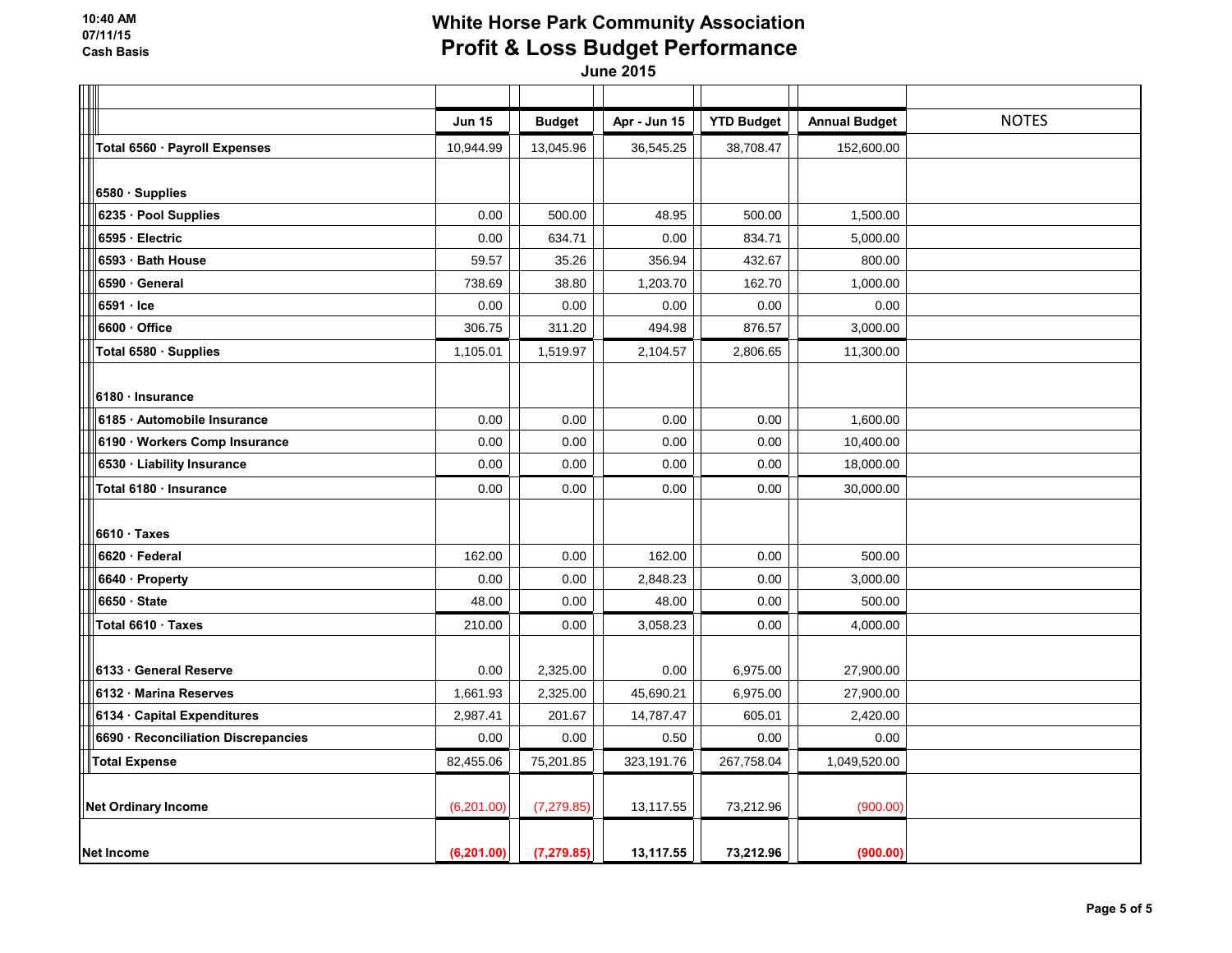10:40 AM
07/11/15
Cash Basis

# White Horse Park Community Association
## Profit & Loss Budget Performance
### June 2015

| | Jun 15 | Budget | Apr - Jun 15 | YTD Budget | Annual Budget | NOTES |
|---|---|---|---|---|---|---|
| **Total 6560 · Payroll Expenses** | 10,944.99 | 13,045.96 | 36,545.25 | 38,708.47 | 152,600.00 | |
| **6580 · Supplies** | | | | | | |
| **6235 · Pool Supplies** | 0.00 | 500.00 | 48.95 | 500.00 | 1,500.00 | |
| **6595 · Electric** | 0.00 | 634.71 | 0.00 | 834.71 | 5,000.00 | |
| **6593 · Bath House** | 59.57 | 35.26 | 356.94 | 432.67 | 800.00 | |
| **6590 · General** | 738.69 | 38.80 | 1,203.70 | 162.70 | 1,000.00 | |
| **6591 · Ice** | 0.00 | 0.00 | 0.00 | 0.00 | 0.00 | |
| **6600 · Office** | 306.75 | 311.20 | 494.98 | 876.57 | 3,000.00 | |
| **Total 6580 · Supplies** | 1,105.01 | 1,519.97 | 2,104.57 | 2,806.65 | 11,300.00 | |
| **6180 · Insurance** | | | | | | |
| **6185 · Automobile Insurance** | 0.00 | 0.00 | 0.00 | 0.00 | 1,600.00 | |
| **6190 · Workers Comp Insurance** | 0.00 | 0.00 | 0.00 | 0.00 | 10,400.00 | |
| **6530 · Liability Insurance** | 0.00 | 0.00 | 0.00 | 0.00 | 18,000.00 | |
| **Total 6180 · Insurance** | 0.00 | 0.00 | 0.00 | 0.00 | 30,000.00 | |
| **6610 · Taxes** | | | | | | |
| **6620 · Federal** | 162.00 | 0.00 | 162.00 | 0.00 | 500.00 | |
| **6640 · Property** | 0.00 | 0.00 | 2,848.23 | 0.00 | 3,000.00 | |
| **6650 · State** | 48.00 | 0.00 | 48.00 | 0.00 | 500.00 | |
| **Total 6610 · Taxes** | 210.00 | 0.00 | 3,058.23 | 0.00 | 4,000.00 | |
| **6133 · General Reserve** | 0.00 | 2,325.00 | 0.00 | 6,975.00 | 27,900.00 | |
| **6132 · Marina Reserves** | 1,661.93 | 2,325.00 | 45,690.21 | 6,975.00 | 27,900.00 | |
| **6134 · Capital Expenditures** | 2,987.41 | 201.67 | 14,787.47 | 605.01 | 2,420.00 | |
| **6690 · Reconciliation Discrepancies** | 0.00 | 0.00 | 0.50 | 0.00 | 0.00 | |
| **Total Expense** | 82,455.06 | 75,201.85 | 323,191.76 | 267,758.04 | 1,049,520.00 | |
| **Net Ordinary Income** | (6,201.00) | (7,279.85) | 13,117.55 | 73,212.96 | (900.00) | |
| **Net Income** | **(6,201.00)** | **(7,279.85)** | **13,117.55** | **73,212.96** | **(900.00)** | |